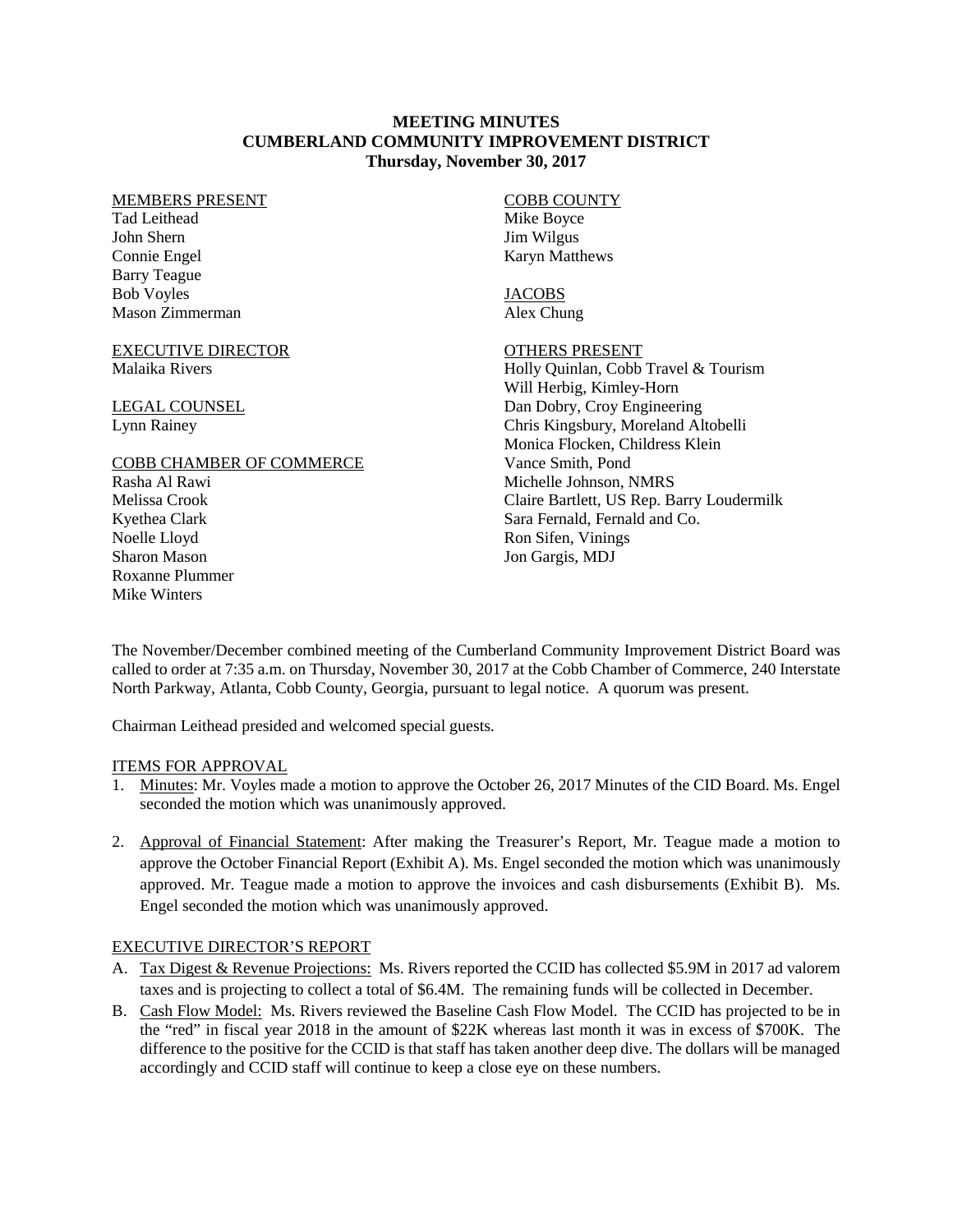# MEETING MINUTES
# CUMBERLAND COMMUNITY IMPROVEMENT DISTRICT
## Thursday, November 30, 2017

MEMBERS PRESENT
Tad Leithead
John Shern
Connie Engel
Barry Teague
Bob Voyles
Mason Zimmerman

EXECUTIVE DIRECTOR
Malaika Rivers

LEGAL COUNSEL
Lynn Rainey

COBB CHAMBER OF COMMERCE
Rasha Al Rawi
Melissa Crook
Kyethea Clark
Noelle Lloyd
Sharon Mason
Roxanne Plummer
Mike Winters

COBB COUNTY
Mike Boyce
Jim Wilgus
Karyn Matthews

JACOBS
Alex Chung

OTHERS PRESENT
Holly Quinlan, Cobb Travel & Tourism
Will Herbig, Kimley-Horn
Dan Dobry, Croy Engineering
Chris Kingsbury, Moreland Altobelli
Monica Flocken, Childress Klein
Vance Smith, Pond
Michelle Johnson, NMRS
Claire Bartlett, US Rep. Barry Loudermilk
Sara Fernald, Fernald and Co.
Ron Sifen, Vinings
Jon Gargis, MDJ

The November/December combined meeting of the Cumberland Community Improvement District Board was called to order at 7:35 a.m. on Thursday, November 30, 2017 at the Cobb Chamber of Commerce, 240 Interstate North Parkway, Atlanta, Cobb County, Georgia, pursuant to legal notice. A quorum was present.

Chairman Leithead presided and welcomed special guests.

ITEMS FOR APPROVAL

1. Minutes: Mr. Voyles made a motion to approve the October 26, 2017 Minutes of the CID Board. Ms. Engel seconded the motion which was unanimously approved.

2. Approval of Financial Statement: After making the Treasurer's Report, Mr. Teague made a motion to approve the October Financial Report (Exhibit A). Ms. Engel seconded the motion which was unanimously approved. Mr. Teague made a motion to approve the invoices and cash disbursements (Exhibit B). Ms. Engel seconded the motion which was unanimously approved.

EXECUTIVE DIRECTOR'S REPORT

A. Tax Digest & Revenue Projections: Ms. Rivers reported the CCID has collected \$5.9M in 2017 ad valorem taxes and is projecting to collect a total of \$6.4M. The remaining funds will be collected in December.

B. Cash Flow Model: Ms. Rivers reviewed the Baseline Cash Flow Model. The CCID has projected to be in the "red" in fiscal year 2018 in the amount of \$22K whereas last month it was in excess of \$700K. The difference to the positive for the CCID is that staff has taken another deep dive. The dollars will be managed accordingly and CCID staff will continue to keep a close eye on these numbers.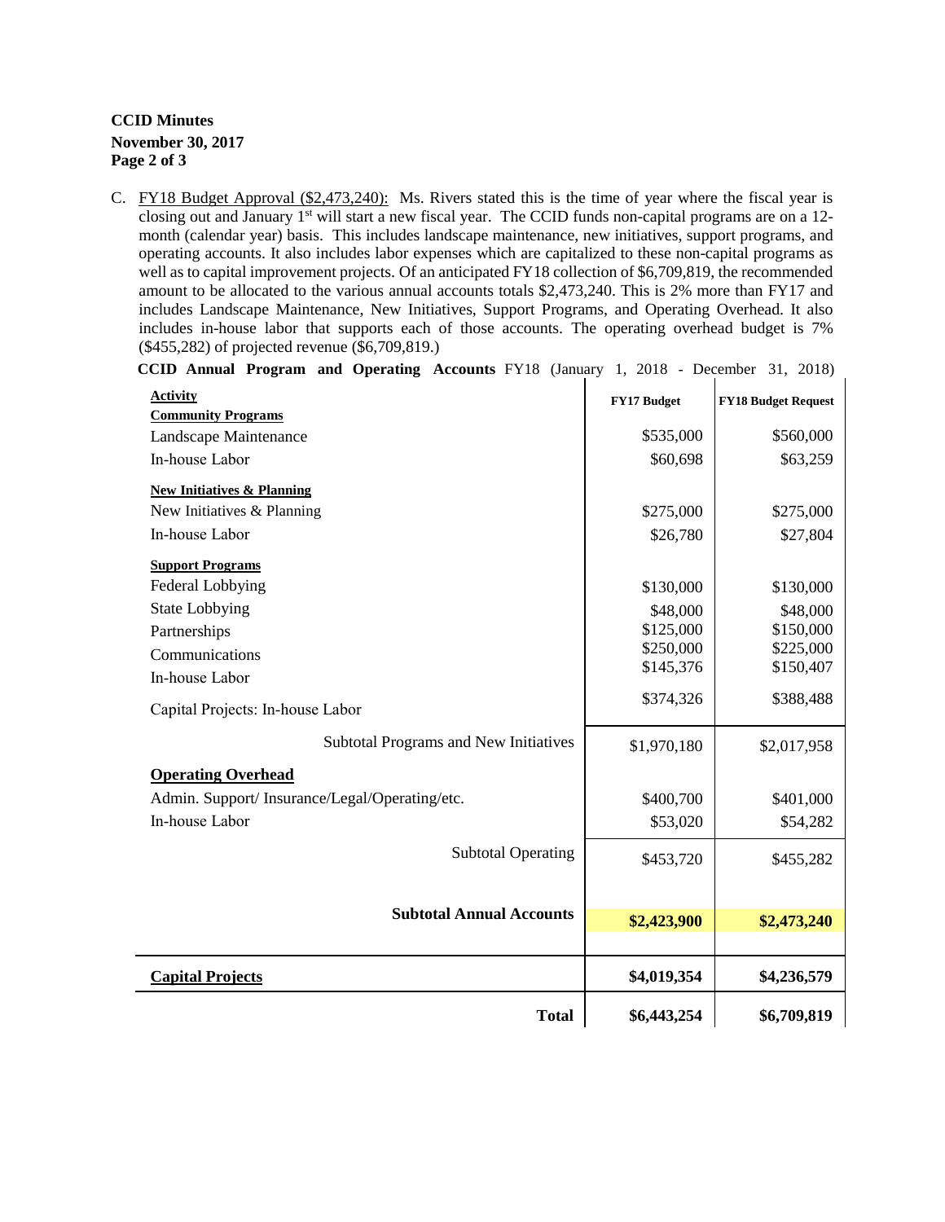C. FY18 Budget Approval ($2,473,240): Ms. Rivers stated this is the time of year where the fiscal year is closing out and January 1st will start a new fiscal year. The CCID funds non-capital programs are on a 12-month (calendar year) basis. This includes landscape maintenance, new initiatives, support programs, and operating accounts. It also includes labor expenses which are capitalized to these non-capital programs as well as to capital improvement projects. Of an anticipated FY18 collection of $6,709,819, the recommended amount to be allocated to the various annual accounts totals $2,473,240. This is 2% more than FY17 and includes Landscape Maintenance, New Initiatives, Support Programs, and Operating Overhead. It also includes in-house labor that supports each of those accounts. The operating overhead budget is 7% ($455,282) of projected revenue ($6,709,819.)

**CCID Annual Program and Operating Accounts** FY18 (January 1, 2018 - December 31, 2018)

| Activity | FY17 Budget | FY18 Budget Request |
|---|---|---|
| **Community Programs** | | |
| Landscape Maintenance | $535,000 | $560,000 |
| In-house Labor | $60,698 | $63,259 |
| **New Initiatives & Planning** | | |
| New Initiatives & Planning | $275,000 | $275,000 |
| In-house Labor | $26,780 | $27,804 |
| **Support Programs** | | |
| Federal Lobbying | $130,000 | $130,000 |
| State Lobbying | $48,000 | $48,000 |
| Partnerships | $125,000 | $150,000 |
| Communications | $250,000 | $225,000 |
| In-house Labor | $145,376 | $150,407 |
| Capital Projects: In-house Labor | $374,326 | $388,488 |
| Subtotal Programs and New Initiatives | $1,970,180 | $2,017,958 |
| **Operating Overhead** | | |
| Admin. Support/ Insurance/Legal/Operating/etc. | $400,700 | $401,000 |
| In-house Labor | $53,020 | $54,282 |
| Subtotal Operating | $453,720 | $455,282 |
| **Subtotal Annual Accounts** | **$2,423,900** | **$2,473,240** |
| **Capital Projects** | **$4,019,354** | **$4,236,579** |
| **Total** | **$6,443,254** | **$6,709,819** |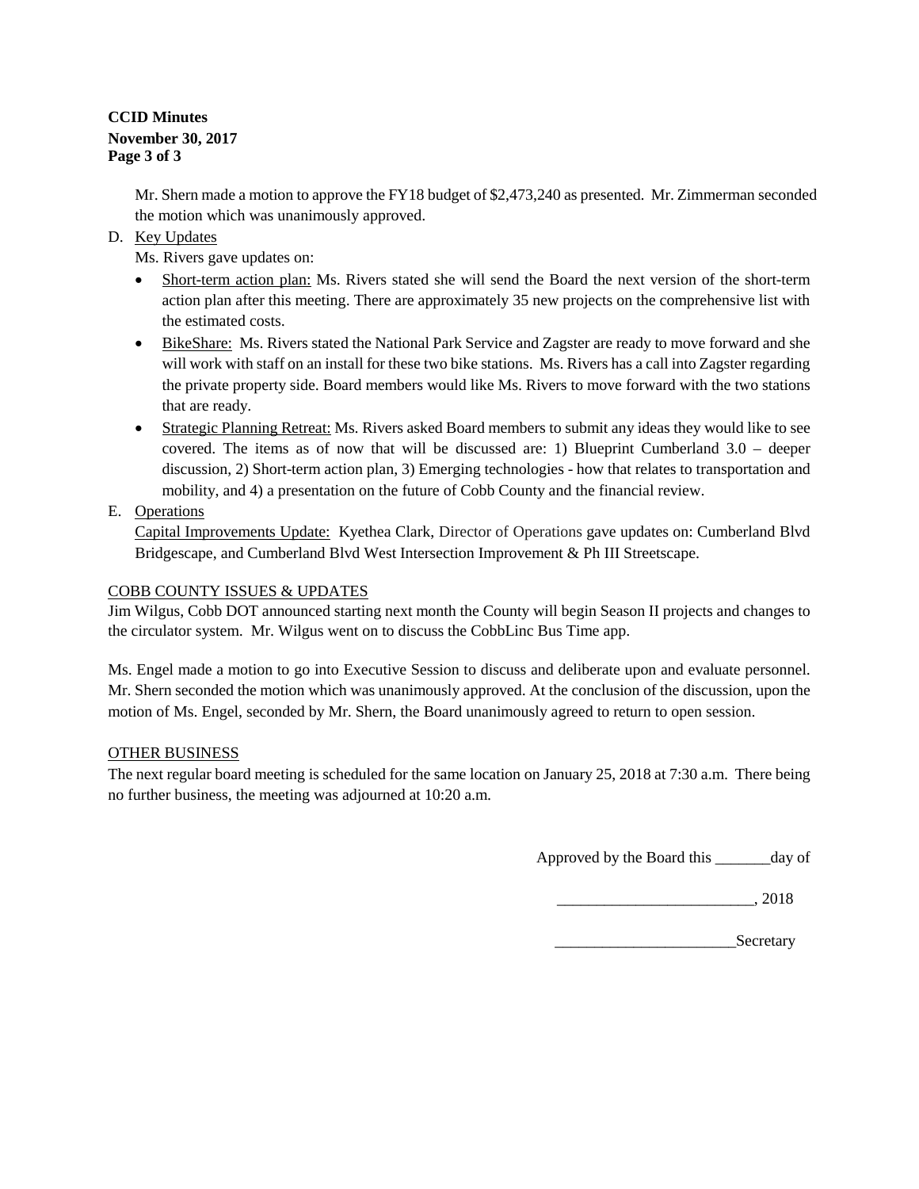Mr. Shern made a motion to approve the FY18 budget of $2,473,240 as presented. Mr. Zimmerman seconded the motion which was unanimously approved.

D. Key Updates

Ms. Rivers gave updates on:

- Short-term action plan: Ms. Rivers stated she will send the Board the next version of the short-term action plan after this meeting. There are approximately 35 new projects on the comprehensive list with the estimated costs.
- BikeShare: Ms. Rivers stated the National Park Service and Zagster are ready to move forward and she will work with staff on an install for these two bike stations. Ms. Rivers has a call into Zagster regarding the private property side. Board members would like Ms. Rivers to move forward with the two stations that are ready.
- Strategic Planning Retreat: Ms. Rivers asked Board members to submit any ideas they would like to see covered. The items as of now that will be discussed are: 1) Blueprint Cumberland 3.0 – deeper discussion, 2) Short-term action plan, 3) Emerging technologies - how that relates to transportation and mobility, and 4) a presentation on the future of Cobb County and the financial review.

E. Operations

Capital Improvements Update: Kyethea Clark, Director of Operations gave updates on: Cumberland Blvd Bridgescape, and Cumberland Blvd West Intersection Improvement & Ph III Streetscape.

COBB COUNTY ISSUES & UPDATES

Jim Wilgus, Cobb DOT announced starting next month the County will begin Season II projects and changes to the circulator system. Mr. Wilgus went on to discuss the CobbLinc Bus Time app.

Ms. Engel made a motion to go into Executive Session to discuss and deliberate upon and evaluate personnel. Mr. Shern seconded the motion which was unanimously approved. At the conclusion of the discussion, upon the motion of Ms. Engel, seconded by Mr. Shern, the Board unanimously agreed to return to open session.

OTHER BUSINESS

The next regular board meeting is scheduled for the same location on January 25, 2018 at 7:30 a.m. There being no further business, the meeting was adjourned at 10:20 a.m.

Approved by the Board this _______day of

_________________________, 2018

_______________________Secretary